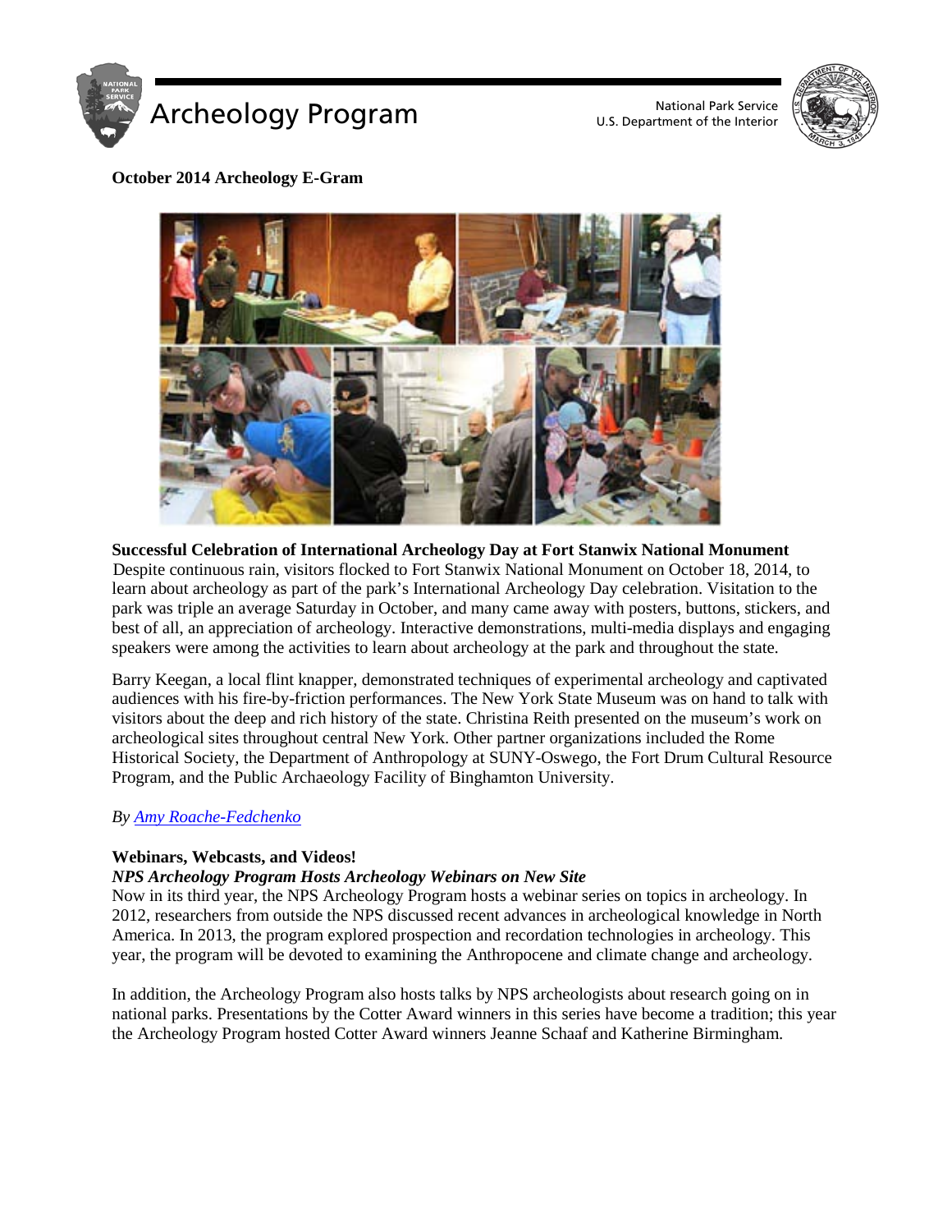# Archeology Program

National Park Service
U.S. Department of the Interior

**October 2014 Archeology E-Gram**

**Successful Celebration of International Archeology Day at Fort Stanwix National Monument**

Despite continuous rain, visitors flocked to Fort Stanwix National Monument on October 18, 2014, to learn about archeology as part of the park's International Archeology Day celebration. Visitation to the park was triple an average Saturday in October, and many came away with posters, buttons, stickers, and best of all, an appreciation of archeology. Interactive demonstrations, multi-media displays and engaging speakers were among the activities to learn about archeology at the park and throughout the state.

Barry Keegan, a local flint knapper, demonstrated techniques of experimental archeology and captivated audiences with his fire-by-friction performances. The New York State Museum was on hand to talk with visitors about the deep and rich history of the state. Christina Reith presented on the museum's work on archeological sites throughout central New York. Other partner organizations included the Rome Historical Society, the Department of Anthropology at SUNY-Oswego, the Fort Drum Cultural Resource Program, and the Public Archaeology Facility of Binghamton University.

*By Amy Roache-Fedchenko*

**Webinars, Webcasts, and Videos!**

***NPS Archeology Program Hosts Archeology Webinars on New Site***

Now in its third year, the NPS Archeology Program hosts a webinar series on topics in archeology. In 2012, researchers from outside the NPS discussed recent advances in archeological knowledge in North America. In 2013, the program explored prospection and recordation technologies in archeology. This year, the program will be devoted to examining the Anthropocene and climate change and archeology.

In addition, the Archeology Program also hosts talks by NPS archeologists about research going on in national parks. Presentations by the Cotter Award winners in this series have become a tradition; this year the Archeology Program hosted Cotter Award winners Jeanne Schaaf and Katherine Birmingham.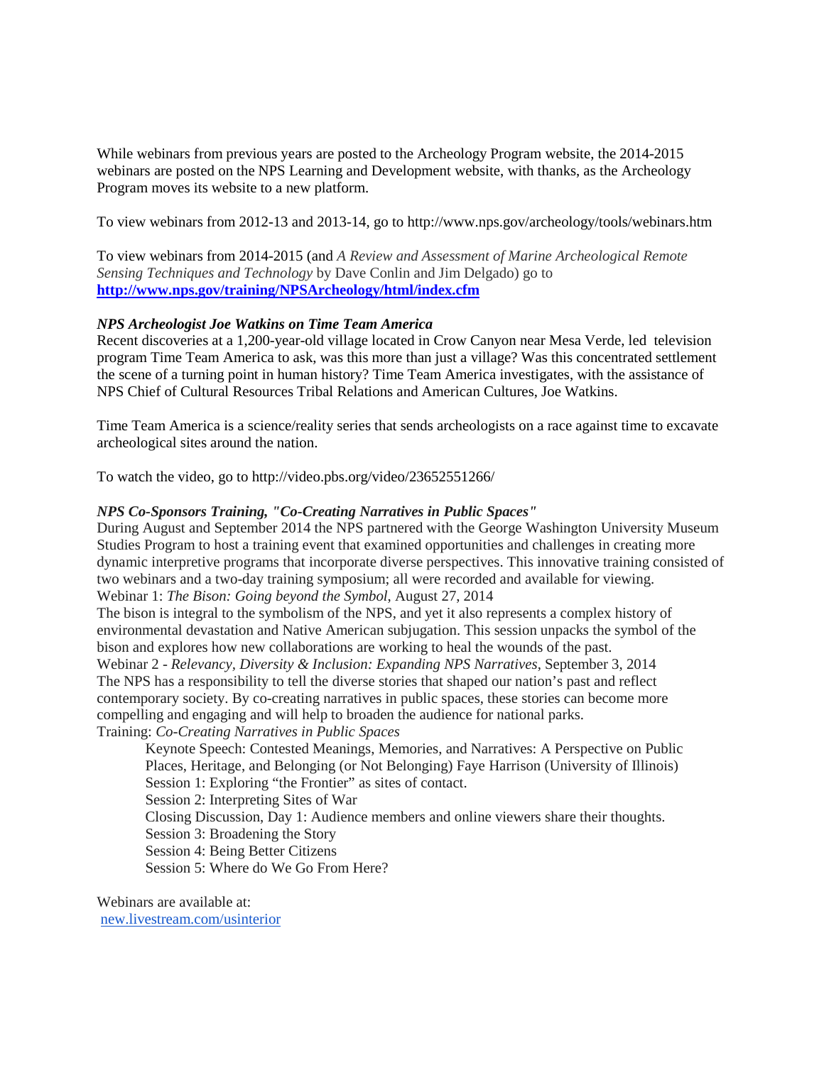While webinars from previous years are posted to the Archeology Program website, the 2014-2015 webinars are posted on the NPS Learning and Development website, with thanks, as the Archeology Program moves its website to a new platform.

To view webinars from 2012-13 and 2013-14, go to http://www.nps.gov/archeology/tools/webinars.htm

To view webinars from 2014-2015 (and *A Review and Assessment of Marine Archeological Remote Sensing Techniques and Technology* by Dave Conlin and Jim Delgado) go to **http://www.nps.gov/training/NPSArcheology/html/index.cfm**

***NPS Archeologist Joe Watkins on Time Team America***

Recent discoveries at a 1,200-year-old village located in Crow Canyon near Mesa Verde, led television program Time Team America to ask, was this more than just a village? Was this concentrated settlement the scene of a turning point in human history? Time Team America investigates, with the assistance of NPS Chief of Cultural Resources Tribal Relations and American Cultures, Joe Watkins.

Time Team America is a science/reality series that sends archeologists on a race against time to excavate archeological sites around the nation.

To watch the video, go to http://video.pbs.org/video/23652551266/

***NPS Co-Sponsors Training, "Co-Creating Narratives in Public Spaces"***

During August and September 2014 the NPS partnered with the George Washington University Museum Studies Program to host a training event that examined opportunities and challenges in creating more dynamic interpretive programs that incorporate diverse perspectives. This innovative training consisted of two webinars and a two-day training symposium; all were recorded and available for viewing.

Webinar 1: *The Bison: Going beyond the Symbol*, August 27, 2014

The bison is integral to the symbolism of the NPS, and yet it also represents a complex history of environmental devastation and Native American subjugation. This session unpacks the symbol of the bison and explores how new collaborations are working to heal the wounds of the past.

Webinar 2 - *Relevancy, Diversity & Inclusion: Expanding NPS Narratives*, September 3, 2014

The NPS has a responsibility to tell the diverse stories that shaped our nation's past and reflect contemporary society. By co-creating narratives in public spaces, these stories can become more compelling and engaging and will help to broaden the audience for national parks.

Training: *Co-Creating Narratives in Public Spaces*

> Keynote Speech: Contested Meanings, Memories, and Narratives: A Perspective on Public Places, Heritage, and Belonging (or Not Belonging) Faye Harrison (University of Illinois)
> Session 1: Exploring "the Frontier" as sites of contact.
> Session 2: Interpreting Sites of War
> Closing Discussion, Day 1: Audience members and online viewers share their thoughts.
> Session 3: Broadening the Story
> Session 4: Being Better Citizens
> Session 5: Where do We Go From Here?

Webinars are available at:
new.livestream.com/usinterior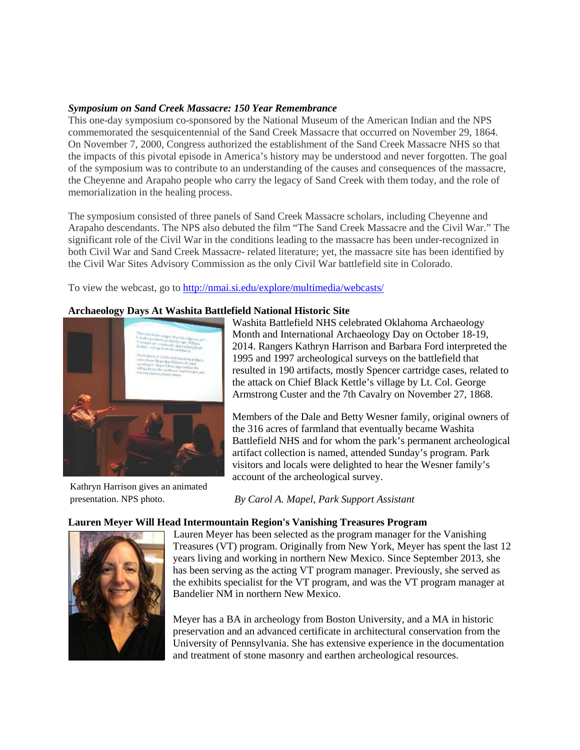### *Symposium on Sand Creek Massacre: 150 Year Remembrance*

This one-day symposium co-sponsored by the National Museum of the American Indian and the NPS commemorated the sesquicentennial of the Sand Creek Massacre that occurred on November 29, 1864. On November 7, 2000, Congress authorized the establishment of the Sand Creek Massacre NHS so that the impacts of this pivotal episode in America's history may be understood and never forgotten. The goal of the symposium was to contribute to an understanding of the causes and consequences of the massacre, the Cheyenne and Arapaho people who carry the legacy of Sand Creek with them today, and the role of memorialization in the healing process.

The symposium consisted of three panels of Sand Creek Massacre scholars, including Cheyenne and Arapaho descendants. The NPS also debuted the film "The Sand Creek Massacre and the Civil War." The significant role of the Civil War in the conditions leading to the massacre has been under-recognized in both Civil War and Sand Creek Massacre- related literature; yet, the massacre site has been identified by the Civil War Sites Advisory Commission as the only Civil War battlefield site in Colorado.

To view the webcast, go to [http://nmai.si.edu/explore/multimedia/webcasts/](http://nmai.si.edu/explore/multimedia/webcasts/)

### Archaeology Days At Washita Battlefield National Historic Site

Washita Battlefield NHS celebrated Oklahoma Archaeology Month and International Archaeology Day on October 18-19, 2014. Rangers Kathryn Harrison and Barbara Ford interpreted the 1995 and 1997 archeological surveys on the battlefield that resulted in 190 artifacts, mostly Spencer cartridge cases, related to the attack on Chief Black Kettle's village by Lt. Col. George Armstrong Custer and the 7th Cavalry on November 27, 1868.

Members of the Dale and Betty Wesner family, original owners of the 316 acres of farmland that eventually became Washita Battlefield NHS and for whom the park's permanent archeological artifact collection is named, attended Sunday's program. Park visitors and locals were delighted to hear the Wesner family's account of the archeological survey.

Kathryn Harrison gives an animated presentation. NPS photo.

*By Carol A. Mapel, Park Support Assistant*

### Lauren Meyer Will Head Intermountain Region's Vanishing Treasures Program

Lauren Meyer has been selected as the program manager for the Vanishing Treasures (VT) program. Originally from New York, Meyer has spent the last 12 years living and working in northern New Mexico. Since September 2013, she has been serving as the acting VT program manager. Previously, she served as the exhibits specialist for the VT program, and was the VT program manager at Bandelier NM in northern New Mexico.

Meyer has a BA in archeology from Boston University, and a MA in historic preservation and an advanced certificate in architectural conservation from the University of Pennsylvania. She has extensive experience in the documentation and treatment of stone masonry and earthen archeological resources.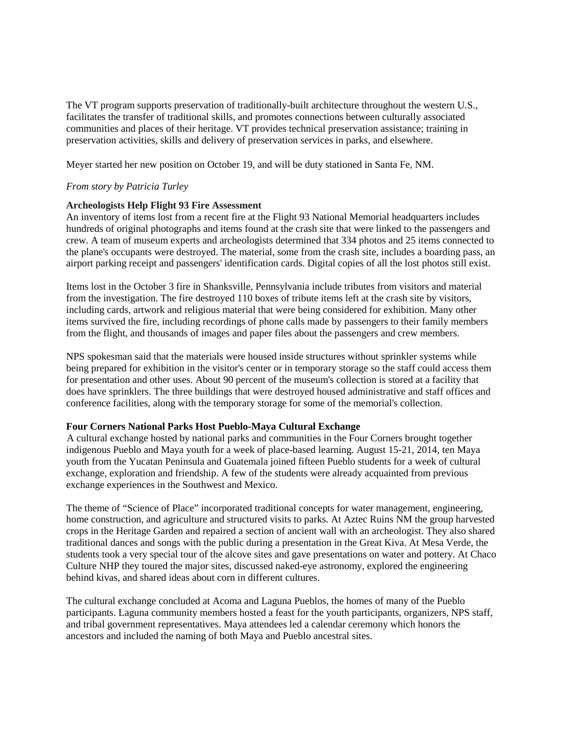The VT program supports preservation of traditionally-built architecture throughout the western U.S., facilitates the transfer of traditional skills, and promotes connections between culturally associated communities and places of their heritage. VT provides technical preservation assistance; training in preservation activities, skills and delivery of preservation services in parks, and elsewhere.

Meyer started her new position on October 19, and will be duty stationed in Santa Fe, NM.

*From story by Patricia Turley*

**Archeologists Help Flight 93 Fire Assessment**

An inventory of items lost from a recent fire at the Flight 93 National Memorial headquarters includes hundreds of original photographs and items found at the crash site that were linked to the passengers and crew. A team of museum experts and archeologists determined that 334 photos and 25 items connected to the plane's occupants were destroyed. The material, some from the crash site, includes a boarding pass, an airport parking receipt and passengers' identification cards. Digital copies of all the lost photos still exist.

Items lost in the October 3 fire in Shanksville, Pennsylvania include tributes from visitors and material from the investigation. The fire destroyed 110 boxes of tribute items left at the crash site by visitors, including cards, artwork and religious material that were being considered for exhibition. Many other items survived the fire, including recordings of phone calls made by passengers to their family members from the flight, and thousands of images and paper files about the passengers and crew members.

NPS spokesman said that the materials were housed inside structures without sprinkler systems while being prepared for exhibition in the visitor's center or in temporary storage so the staff could access them for presentation and other uses. About 90 percent of the museum's collection is stored at a facility that does have sprinklers. The three buildings that were destroyed housed administrative and staff offices and conference facilities, along with the temporary storage for some of the memorial's collection.

**Four Corners National Parks Host Pueblo-Maya Cultural Exchange**

A cultural exchange hosted by national parks and communities in the Four Corners brought together indigenous Pueblo and Maya youth for a week of place-based learning. August 15-21, 2014, ten Maya youth from the Yucatan Peninsula and Guatemala joined fifteen Pueblo students for a week of cultural exchange, exploration and friendship. A few of the students were already acquainted from previous exchange experiences in the Southwest and Mexico.

The theme of "Science of Place" incorporated traditional concepts for water management, engineering, home construction, and agriculture and structured visits to parks. At Aztec Ruins NM the group harvested crops in the Heritage Garden and repaired a section of ancient wall with an archeologist. They also shared traditional dances and songs with the public during a presentation in the Great Kiva. At Mesa Verde, the students took a very special tour of the alcove sites and gave presentations on water and pottery. At Chaco Culture NHP they toured the major sites, discussed naked-eye astronomy, explored the engineering behind kivas, and shared ideas about corn in different cultures.

The cultural exchange concluded at Acoma and Laguna Pueblos, the homes of many of the Pueblo participants. Laguna community members hosted a feast for the youth participants, organizers, NPS staff, and tribal government representatives. Maya attendees led a calendar ceremony which honors the ancestors and included the naming of both Maya and Pueblo ancestral sites.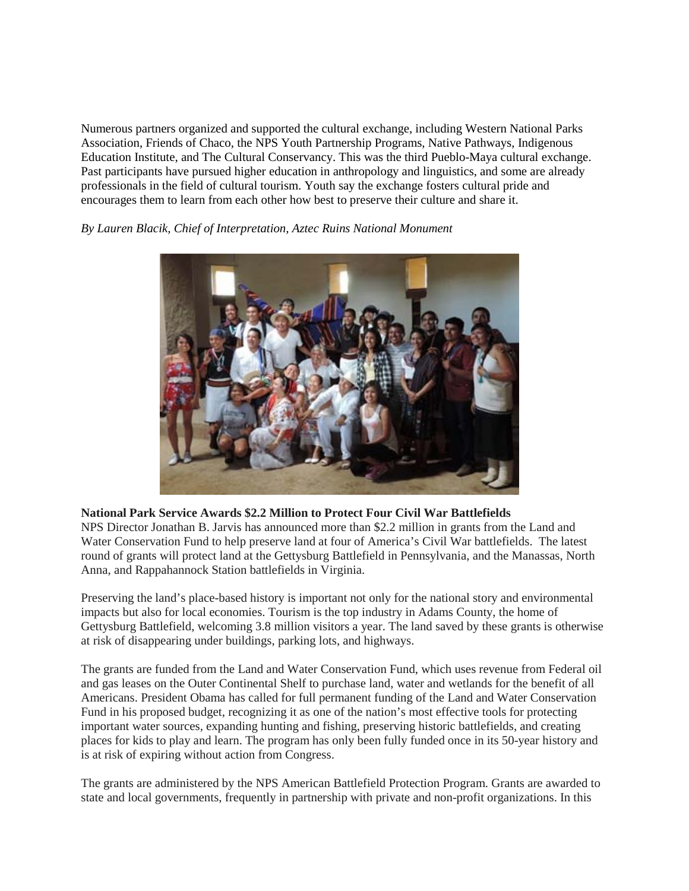Numerous partners organized and supported the cultural exchange, including Western National Parks Association, Friends of Chaco, the NPS Youth Partnership Programs, Native Pathways, Indigenous Education Institute, and The Cultural Conservancy. This was the third Pueblo-Maya cultural exchange. Past participants have pursued higher education in anthropology and linguistics, and some are already professionals in the field of cultural tourism. Youth say the exchange fosters cultural pride and encourages them to learn from each other how best to preserve their culture and share it.

*By Lauren Blacik, Chief of Interpretation, Aztec Ruins National Monument*

**National Park Service Awards $2.2 Million to Protect Four Civil War Battlefields**

NPS Director Jonathan B. Jarvis has announced more than $2.2 million in grants from the Land and Water Conservation Fund to help preserve land at four of America's Civil War battlefields. The latest round of grants will protect land at the Gettysburg Battlefield in Pennsylvania, and the Manassas, North Anna, and Rappahannock Station battlefields in Virginia.

Preserving the land's place-based history is important not only for the national story and environmental impacts but also for local economies. Tourism is the top industry in Adams County, the home of Gettysburg Battlefield, welcoming 3.8 million visitors a year. The land saved by these grants is otherwise at risk of disappearing under buildings, parking lots, and highways.

The grants are funded from the Land and Water Conservation Fund, which uses revenue from Federal oil and gas leases on the Outer Continental Shelf to purchase land, water and wetlands for the benefit of all Americans. President Obama has called for full permanent funding of the Land and Water Conservation Fund in his proposed budget, recognizing it as one of the nation's most effective tools for protecting important water sources, expanding hunting and fishing, preserving historic battlefields, and creating places for kids to play and learn. The program has only been fully funded once in its 50-year history and is at risk of expiring without action from Congress.

The grants are administered by the NPS American Battlefield Protection Program. Grants are awarded to state and local governments, frequently in partnership with private and non-profit organizations. In this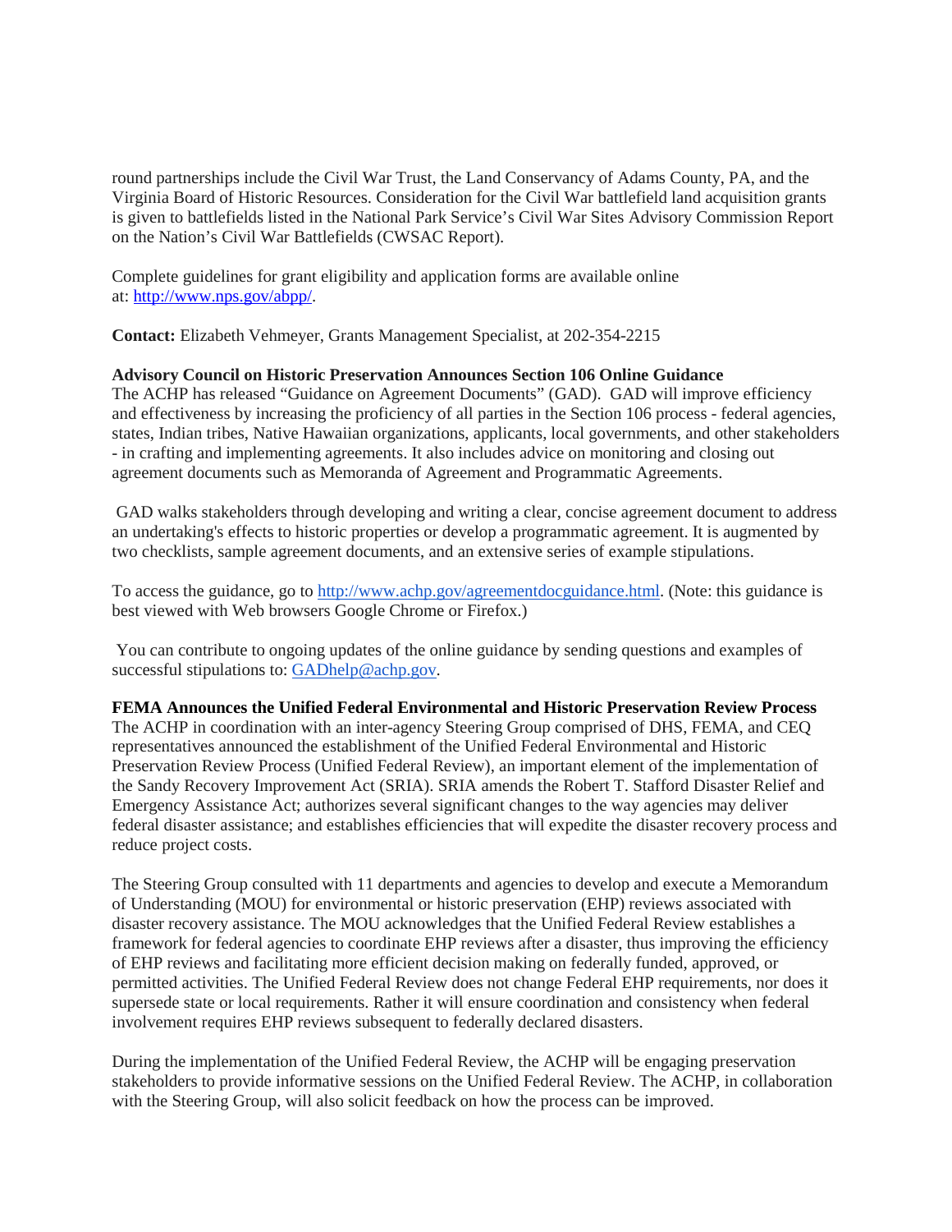round partnerships include the Civil War Trust, the Land Conservancy of Adams County, PA, and the Virginia Board of Historic Resources. Consideration for the Civil War battlefield land acquisition grants is given to battlefields listed in the National Park Service's Civil War Sites Advisory Commission Report on the Nation's Civil War Battlefields (CWSAC Report).

Complete guidelines for grant eligibility and application forms are available online at: http://www.nps.gov/abpp/.

**Contact:** Elizabeth Vehmeyer, Grants Management Specialist, at 202-354-2215

**Advisory Council on Historic Preservation Announces Section 106 Online Guidance**
The ACHP has released "Guidance on Agreement Documents" (GAD). GAD will improve efficiency and effectiveness by increasing the proficiency of all parties in the Section 106 process - federal agencies, states, Indian tribes, Native Hawaiian organizations, applicants, local governments, and other stakeholders - in crafting and implementing agreements. It also includes advice on monitoring and closing out agreement documents such as Memoranda of Agreement and Programmatic Agreements.

GAD walks stakeholders through developing and writing a clear, concise agreement document to address an undertaking's effects to historic properties or develop a programmatic agreement. It is augmented by two checklists, sample agreement documents, and an extensive series of example stipulations.

To access the guidance, go to http://www.achp.gov/agreementdocguidance.html. (Note: this guidance is best viewed with Web browsers Google Chrome or Firefox.)

You can contribute to ongoing updates of the online guidance by sending questions and examples of successful stipulations to: GADhelp@achp.gov.

**FEMA Announces the Unified Federal Environmental and Historic Preservation Review Process**
The ACHP in coordination with an inter-agency Steering Group comprised of DHS, FEMA, and CEQ representatives announced the establishment of the Unified Federal Environmental and Historic Preservation Review Process (Unified Federal Review), an important element of the implementation of the Sandy Recovery Improvement Act (SRIA). SRIA amends the Robert T. Stafford Disaster Relief and Emergency Assistance Act; authorizes several significant changes to the way agencies may deliver federal disaster assistance; and establishes efficiencies that will expedite the disaster recovery process and reduce project costs.

The Steering Group consulted with 11 departments and agencies to develop and execute a Memorandum of Understanding (MOU) for environmental or historic preservation (EHP) reviews associated with disaster recovery assistance. The MOU acknowledges that the Unified Federal Review establishes a framework for federal agencies to coordinate EHP reviews after a disaster, thus improving the efficiency of EHP reviews and facilitating more efficient decision making on federally funded, approved, or permitted activities. The Unified Federal Review does not change Federal EHP requirements, nor does it supersede state or local requirements. Rather it will ensure coordination and consistency when federal involvement requires EHP reviews subsequent to federally declared disasters.

During the implementation of the Unified Federal Review, the ACHP will be engaging preservation stakeholders to provide informative sessions on the Unified Federal Review. The ACHP, in collaboration with the Steering Group, will also solicit feedback on how the process can be improved.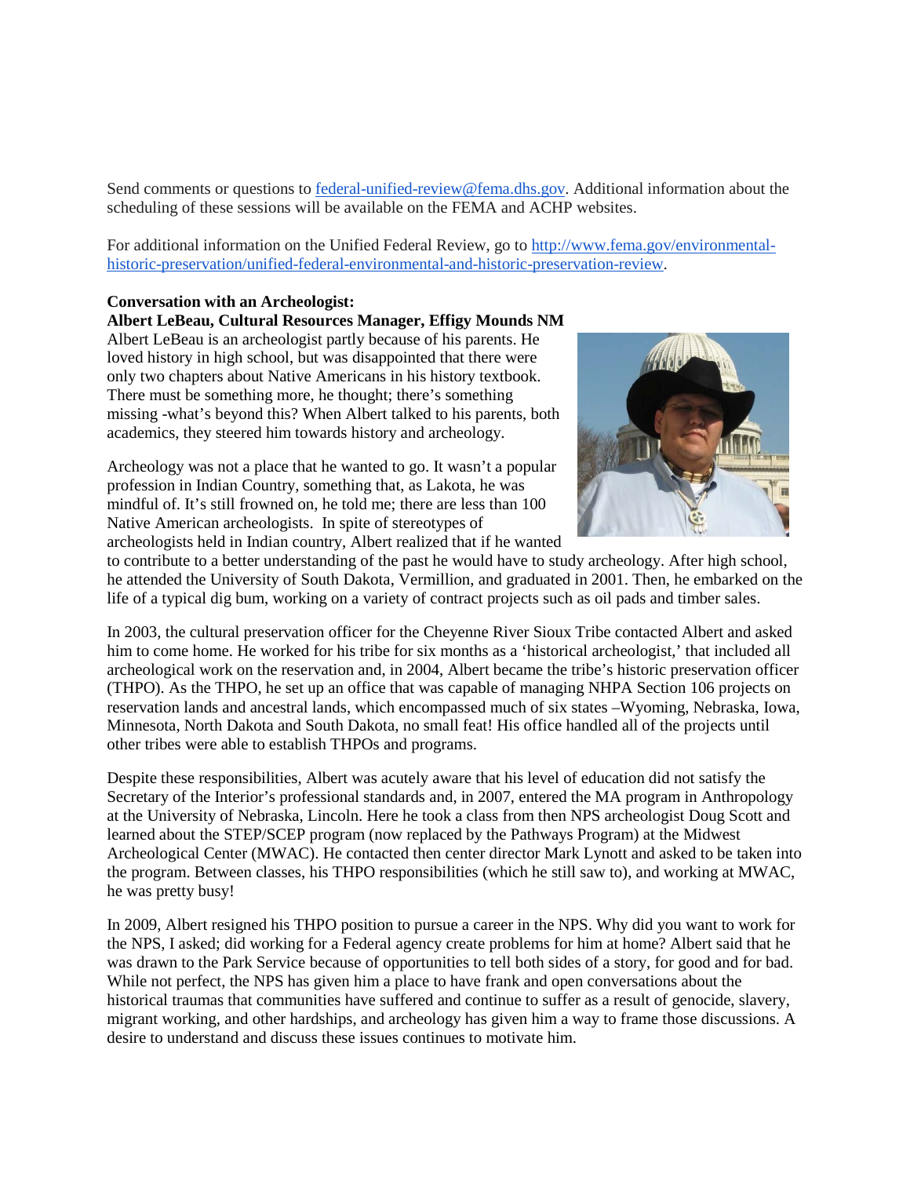Send comments or questions to federal-unified-review@fema.dhs.gov. Additional information about the scheduling of these sessions will be available on the FEMA and ACHP websites.

For additional information on the Unified Federal Review, go to http://www.fema.gov/environmental-historic-preservation/unified-federal-environmental-and-historic-preservation-review.

**Conversation with an Archeologist:**
**Albert LeBeau, Cultural Resources Manager, Effigy Mounds NM**

Albert LeBeau is an archeologist partly because of his parents. He loved history in high school, but was disappointed that there were only two chapters about Native Americans in his history textbook. There must be something more, he thought; there's something missing -what's beyond this? When Albert talked to his parents, both academics, they steered him towards history and archeology.

Archeology was not a place that he wanted to go. It wasn't a popular profession in Indian Country, something that, as Lakota, he was mindful of. It's still frowned on, he told me; there are less than 100 Native American archeologists. In spite of stereotypes of archeologists held in Indian country, Albert realized that if he wanted to contribute to a better understanding of the past he would have to study archeology. After high school, he attended the University of South Dakota, Vermillion, and graduated in 2001. Then, he embarked on the life of a typical dig bum, working on a variety of contract projects such as oil pads and timber sales.

In 2003, the cultural preservation officer for the Cheyenne River Sioux Tribe contacted Albert and asked him to come home. He worked for his tribe for six months as a 'historical archeologist,' that included all archeological work on the reservation and, in 2004, Albert became the tribe's historic preservation officer (THPO). As the THPO, he set up an office that was capable of managing NHPA Section 106 projects on reservation lands and ancestral lands, which encompassed much of six states –Wyoming, Nebraska, Iowa, Minnesota, North Dakota and South Dakota, no small feat! His office handled all of the projects until other tribes were able to establish THPOs and programs.

Despite these responsibilities, Albert was acutely aware that his level of education did not satisfy the Secretary of the Interior's professional standards and, in 2007, entered the MA program in Anthropology at the University of Nebraska, Lincoln. Here he took a class from then NPS archeologist Doug Scott and learned about the STEP/SCEP program (now replaced by the Pathways Program) at the Midwest Archeological Center (MWAC). He contacted then center director Mark Lynott and asked to be taken into the program. Between classes, his THPO responsibilities (which he still saw to), and working at MWAC, he was pretty busy!

In 2009, Albert resigned his THPO position to pursue a career in the NPS. Why did you want to work for the NPS, I asked; did working for a Federal agency create problems for him at home? Albert said that he was drawn to the Park Service because of opportunities to tell both sides of a story, for good and for bad. While not perfect, the NPS has given him a place to have frank and open conversations about the historical traumas that communities have suffered and continue to suffer as a result of genocide, slavery, migrant working, and other hardships, and archeology has given him a way to frame those discussions. A desire to understand and discuss these issues continues to motivate him.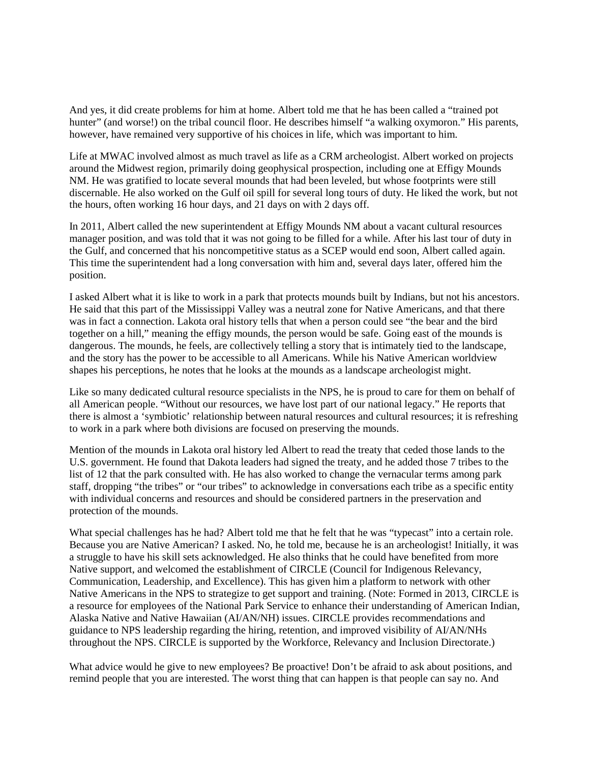And yes, it did create problems for him at home. Albert told me that he has been called a "trained pot hunter" (and worse!) on the tribal council floor. He describes himself "a walking oxymoron." His parents, however, have remained very supportive of his choices in life, which was important to him.

Life at MWAC involved almost as much travel as life as a CRM archeologist. Albert worked on projects around the Midwest region, primarily doing geophysical prospection, including one at Effigy Mounds NM. He was gratified to locate several mounds that had been leveled, but whose footprints were still discernable. He also worked on the Gulf oil spill for several long tours of duty. He liked the work, but not the hours, often working 16 hour days, and 21 days on with 2 days off.

In 2011, Albert called the new superintendent at Effigy Mounds NM about a vacant cultural resources manager position, and was told that it was not going to be filled for a while. After his last tour of duty in the Gulf, and concerned that his noncompetitive status as a SCEP would end soon, Albert called again. This time the superintendent had a long conversation with him and, several days later, offered him the position.

I asked Albert what it is like to work in a park that protects mounds built by Indians, but not his ancestors. He said that this part of the Mississippi Valley was a neutral zone for Native Americans, and that there was in fact a connection. Lakota oral history tells that when a person could see "the bear and the bird together on a hill," meaning the effigy mounds, the person would be safe. Going east of the mounds is dangerous. The mounds, he feels, are collectively telling a story that is intimately tied to the landscape, and the story has the power to be accessible to all Americans. While his Native American worldview shapes his perceptions, he notes that he looks at the mounds as a landscape archeologist might.

Like so many dedicated cultural resource specialists in the NPS, he is proud to care for them on behalf of all American people. "Without our resources, we have lost part of our national legacy." He reports that there is almost a 'symbiotic' relationship between natural resources and cultural resources; it is refreshing to work in a park where both divisions are focused on preserving the mounds.

Mention of the mounds in Lakota oral history led Albert to read the treaty that ceded those lands to the U.S. government. He found that Dakota leaders had signed the treaty, and he added those 7 tribes to the list of 12 that the park consulted with. He has also worked to change the vernacular terms among park staff, dropping "the tribes" or "our tribes" to acknowledge in conversations each tribe as a specific entity with individual concerns and resources and should be considered partners in the preservation and protection of the mounds.

What special challenges has he had? Albert told me that he felt that he was "typecast" into a certain role. Because you are Native American? I asked. No, he told me, because he is an archeologist! Initially, it was a struggle to have his skill sets acknowledged. He also thinks that he could have benefited from more Native support, and welcomed the establishment of CIRCLE (Council for Indigenous Relevancy, Communication, Leadership, and Excellence). This has given him a platform to network with other Native Americans in the NPS to strategize to get support and training. (Note: Formed in 2013, CIRCLE is a resource for employees of the National Park Service to enhance their understanding of American Indian, Alaska Native and Native Hawaiian (AI/AN/NH) issues. CIRCLE provides recommendations and guidance to NPS leadership regarding the hiring, retention, and improved visibility of AI/AN/NHs throughout the NPS. CIRCLE is supported by the Workforce, Relevancy and Inclusion Directorate.)

What advice would he give to new employees? Be proactive! Don't be afraid to ask about positions, and remind people that you are interested. The worst thing that can happen is that people can say no. And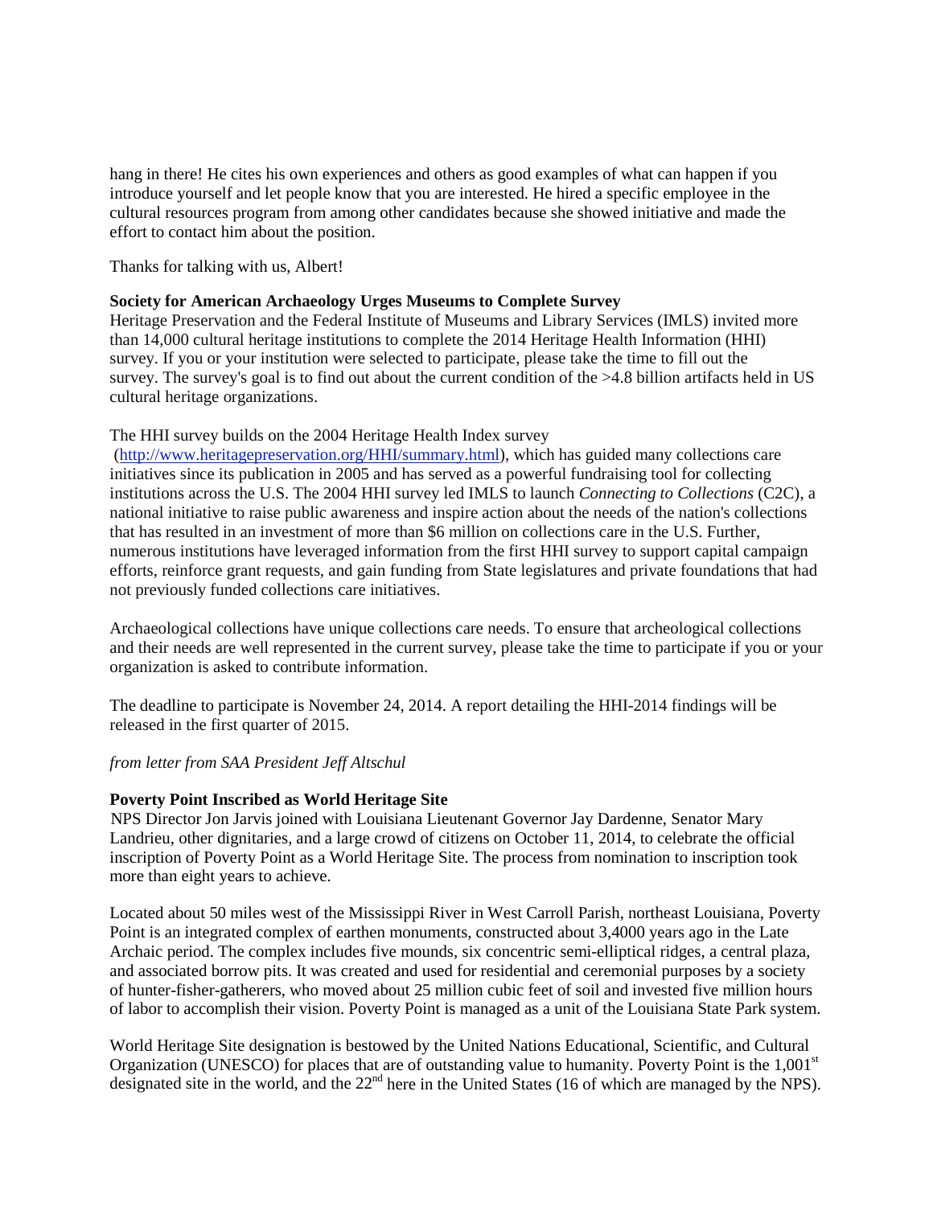hang in there! He cites his own experiences and others as good examples of what can happen if you introduce yourself and let people know that you are interested. He hired a specific employee in the cultural resources program from among other candidates because she showed initiative and made the effort to contact him about the position.

Thanks for talking with us, Albert!

**Society for American Archaeology Urges Museums to Complete Survey**

Heritage Preservation and the Federal Institute of Museums and Library Services (IMLS) invited more than 14,000 cultural heritage institutions to complete the 2014 Heritage Health Information (HHI) survey. If you or your institution were selected to participate, please take the time to fill out the survey. The survey's goal is to find out about the current condition of the >4.8 billion artifacts held in US cultural heritage organizations.

The HHI survey builds on the 2004 Heritage Health Index survey (http://www.heritagepreservation.org/HHI/summary.html), which has guided many collections care initiatives since its publication in 2005 and has served as a powerful fundraising tool for collecting institutions across the U.S. The 2004 HHI survey led IMLS to launch *Connecting to Collections* (C2C), a national initiative to raise public awareness and inspire action about the needs of the nation's collections that has resulted in an investment of more than $6 million on collections care in the U.S. Further, numerous institutions have leveraged information from the first HHI survey to support capital campaign efforts, reinforce grant requests, and gain funding from State legislatures and private foundations that had not previously funded collections care initiatives.

Archaeological collections have unique collections care needs. To ensure that archeological collections and their needs are well represented in the current survey, please take the time to participate if you or your organization is asked to contribute information.

The deadline to participate is November 24, 2014. A report detailing the HHI-2014 findings will be released in the first quarter of 2015.

*from letter from SAA President Jeff Altschul*

**Poverty Point Inscribed as World Heritage Site**

NPS Director Jon Jarvis joined with Louisiana Lieutenant Governor Jay Dardenne, Senator Mary Landrieu, other dignitaries, and a large crowd of citizens on October 11, 2014, to celebrate the official inscription of Poverty Point as a World Heritage Site. The process from nomination to inscription took more than eight years to achieve.

Located about 50 miles west of the Mississippi River in West Carroll Parish, northeast Louisiana, Poverty Point is an integrated complex of earthen monuments, constructed about 3,4000 years ago in the Late Archaic period. The complex includes five mounds, six concentric semi-elliptical ridges, a central plaza, and associated borrow pits. It was created and used for residential and ceremonial purposes by a society of hunter-fisher-gatherers, who moved about 25 million cubic feet of soil and invested five million hours of labor to accomplish their vision. Poverty Point is managed as a unit of the Louisiana State Park system.

World Heritage Site designation is bestowed by the United Nations Educational, Scientific, and Cultural Organization (UNESCO) for places that are of outstanding value to humanity. Poverty Point is the 1,001st designated site in the world, and the 22nd here in the United States (16 of which are managed by the NPS).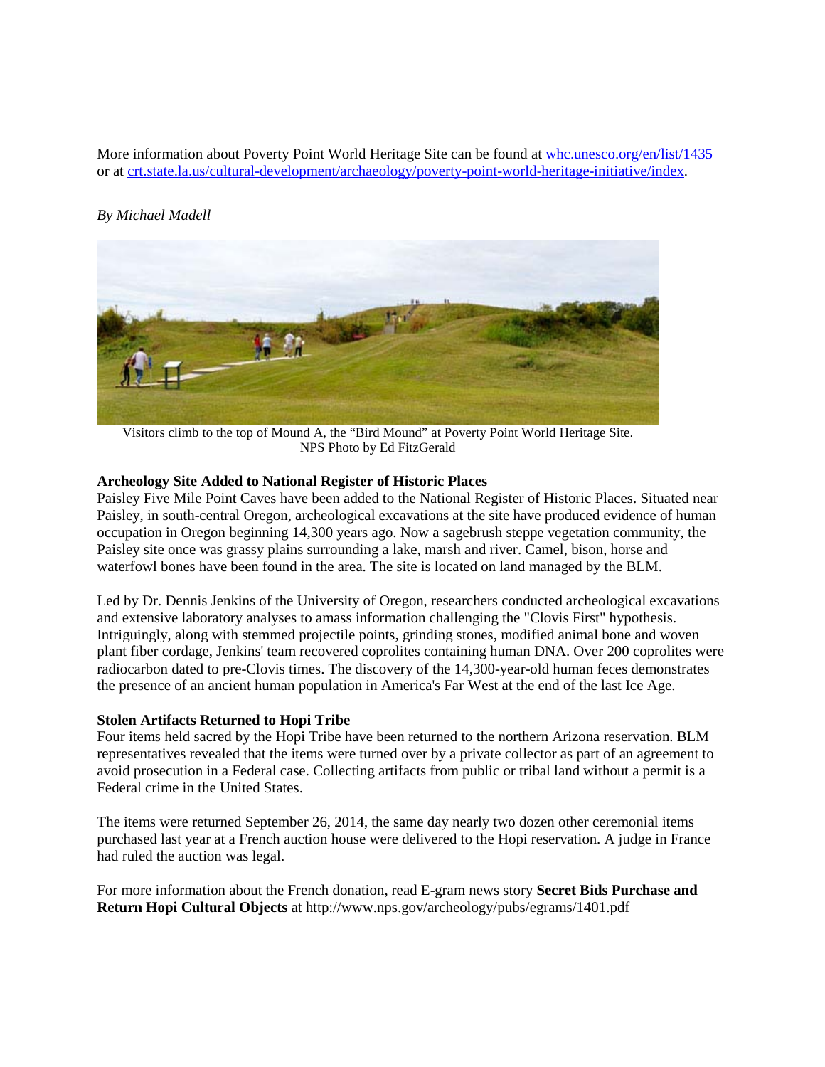More information about Poverty Point World Heritage Site can be found at [whc.unesco.org/en/list/1435](whc.unesco.org/en/list/1435) or at [crt.state.la.us/cultural-development/archaeology/poverty-point-world-heritage-initiative/index](crt.state.la.us/cultural-development/archaeology/poverty-point-world-heritage-initiative/index).

*By Michael Madell*

Visitors climb to the top of Mound A, the "Bird Mound" at Poverty Point World Heritage Site. NPS Photo by Ed FitzGerald

**Archeology Site Added to National Register of Historic Places**

Paisley Five Mile Point Caves have been added to the National Register of Historic Places. Situated near Paisley, in south-central Oregon, archeological excavations at the site have produced evidence of human occupation in Oregon beginning 14,300 years ago. Now a sagebrush steppe vegetation community, the Paisley site once was grassy plains surrounding a lake, marsh and river. Camel, bison, horse and waterfowl bones have been found in the area. The site is located on land managed by the BLM.

Led by Dr. Dennis Jenkins of the University of Oregon, researchers conducted archeological excavations and extensive laboratory analyses to amass information challenging the "Clovis First" hypothesis. Intriguingly, along with stemmed projectile points, grinding stones, modified animal bone and woven plant fiber cordage, Jenkins' team recovered coprolites containing human DNA. Over 200 coprolites were radiocarbon dated to pre-Clovis times. The discovery of the 14,300-year-old human feces demonstrates the presence of an ancient human population in America's Far West at the end of the last Ice Age.

**Stolen Artifacts Returned to Hopi Tribe**

Four items held sacred by the Hopi Tribe have been returned to the northern Arizona reservation. BLM representatives revealed that the items were turned over by a private collector as part of an agreement to avoid prosecution in a Federal case. Collecting artifacts from public or tribal land without a permit is a Federal crime in the United States.

The items were returned September 26, 2014, the same day nearly two dozen other ceremonial items purchased last year at a French auction house were delivered to the Hopi reservation. A judge in France had ruled the auction was legal.

For more information about the French donation, read E-gram news story **Secret Bids Purchase and Return Hopi Cultural Objects** at http://www.nps.gov/archeology/pubs/egrams/1401.pdf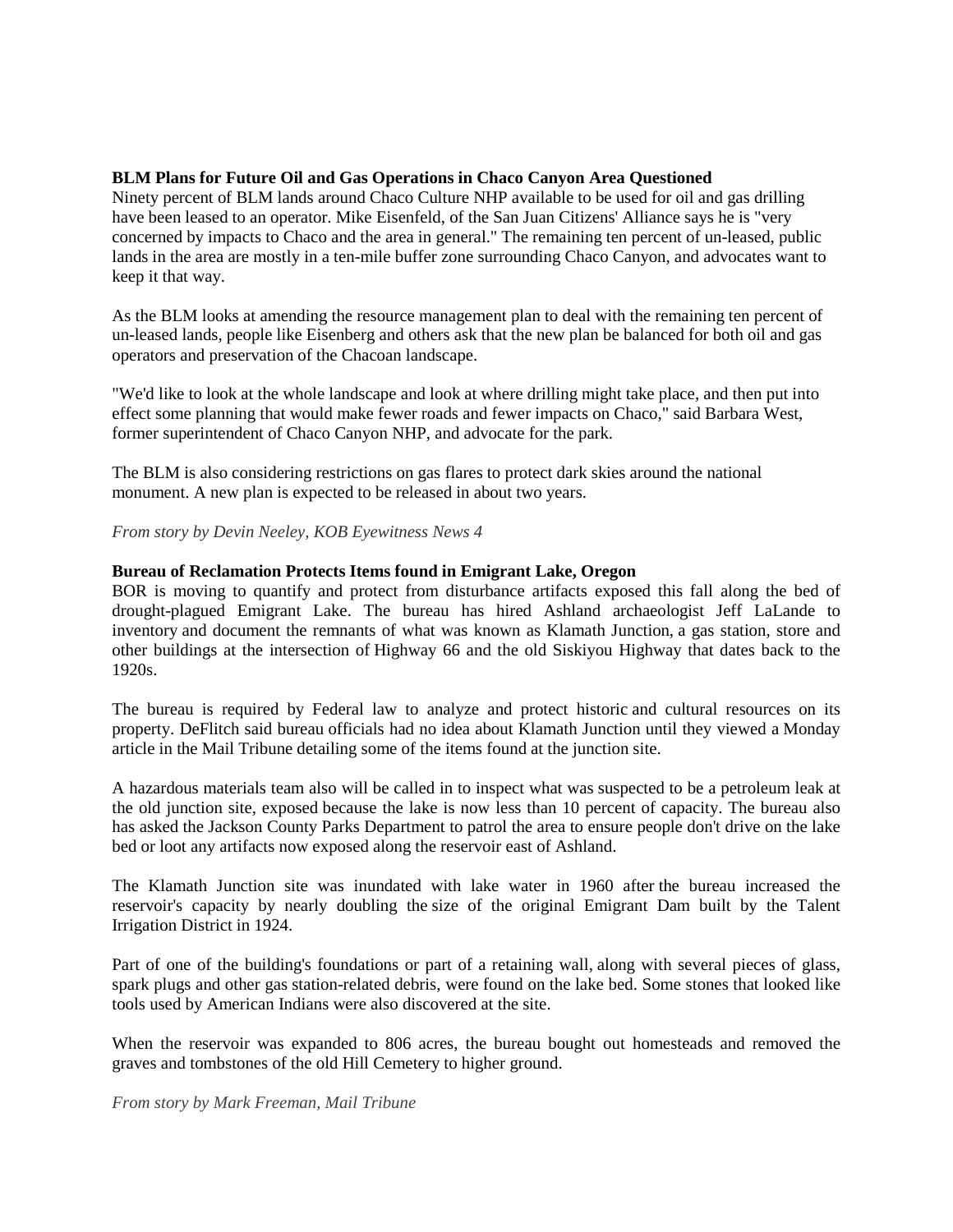**BLM Plans for Future Oil and Gas Operations in Chaco Canyon Area Questioned**

Ninety percent of BLM lands around Chaco Culture NHP available to be used for oil and gas drilling have been leased to an operator. Mike Eisenfeld, of the San Juan Citizens' Alliance says he is "very concerned by impacts to Chaco and the area in general." The remaining ten percent of un-leased, public lands in the area are mostly in a ten-mile buffer zone surrounding Chaco Canyon, and advocates want to keep it that way.

As the BLM looks at amending the resource management plan to deal with the remaining ten percent of un-leased lands, people like Eisenberg and others ask that the new plan be balanced for both oil and gas operators and preservation of the Chacoan landscape.

"We'd like to look at the whole landscape and look at where drilling might take place, and then put into effect some planning that would make fewer roads and fewer impacts on Chaco," said Barbara West, former superintendent of Chaco Canyon NHP, and advocate for the park.

The BLM is also considering restrictions on gas flares to protect dark skies around the national monument. A new plan is expected to be released in about two years.

*From story by Devin Neeley, KOB Eyewitness News 4*

**Bureau of Reclamation Protects Items found in Emigrant Lake, Oregon**

BOR is moving to quantify and protect from disturbance artifacts exposed this fall along the bed of drought-plagued Emigrant Lake. The bureau has hired Ashland archaeologist Jeff LaLande to inventory and document the remnants of what was known as Klamath Junction, a gas station, store and other buildings at the intersection of Highway 66 and the old Siskiyou Highway that dates back to the 1920s.

The bureau is required by Federal law to analyze and protect historic and cultural resources on its property. DeFlitch said bureau officials had no idea about Klamath Junction until they viewed a Monday article in the Mail Tribune detailing some of the items found at the junction site.

A hazardous materials team also will be called in to inspect what was suspected to be a petroleum leak at the old junction site, exposed because the lake is now less than 10 percent of capacity. The bureau also has asked the Jackson County Parks Department to patrol the area to ensure people don't drive on the lake bed or loot any artifacts now exposed along the reservoir east of Ashland.

The Klamath Junction site was inundated with lake water in 1960 after the bureau increased the reservoir's capacity by nearly doubling the size of the original Emigrant Dam built by the Talent Irrigation District in 1924.

Part of one of the building's foundations or part of a retaining wall, along with several pieces of glass, spark plugs and other gas station-related debris, were found on the lake bed. Some stones that looked like tools used by American Indians were also discovered at the site.

When the reservoir was expanded to 806 acres, the bureau bought out homesteads and removed the graves and tombstones of the old Hill Cemetery to higher ground.

*From story by Mark Freeman, Mail Tribune*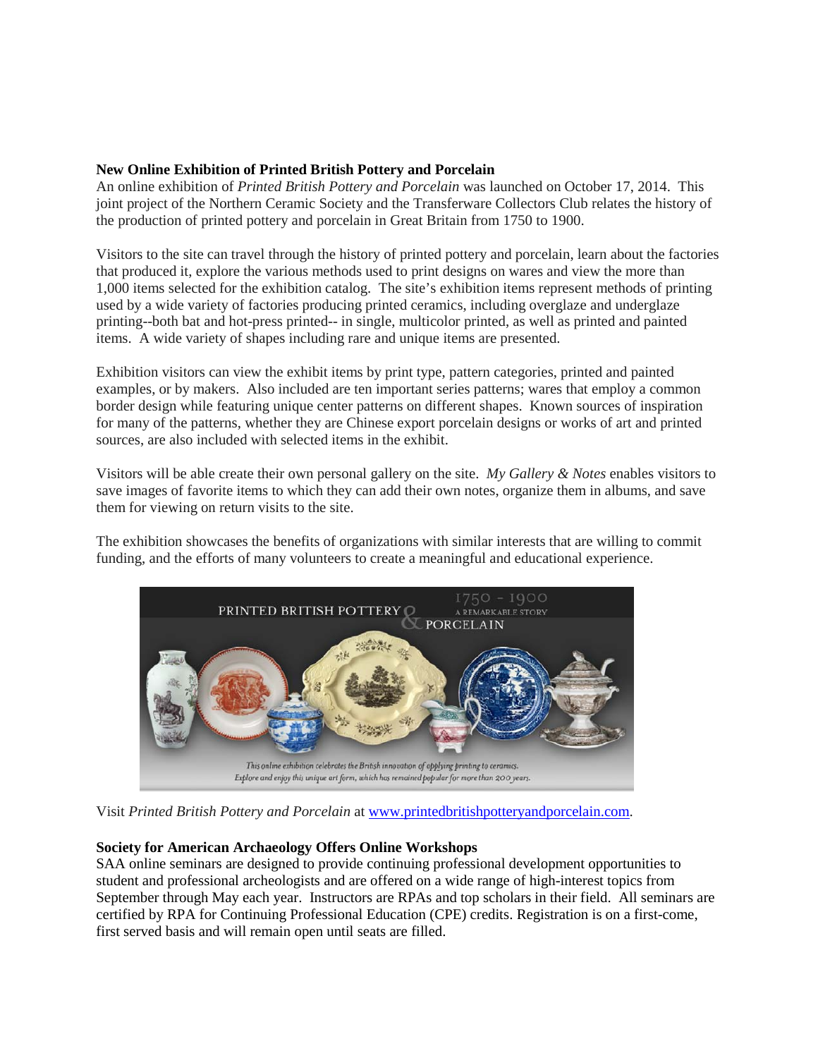**New Online Exhibition of Printed British Pottery and Porcelain**

An online exhibition of *Printed British Pottery and Porcelain* was launched on October 17, 2014. This joint project of the Northern Ceramic Society and the Transferware Collectors Club relates the history of the production of printed pottery and porcelain in Great Britain from 1750 to 1900.

Visitors to the site can travel through the history of printed pottery and porcelain, learn about the factories that produced it, explore the various methods used to print designs on wares and view the more than 1,000 items selected for the exhibition catalog. The site's exhibition items represent methods of printing used by a wide variety of factories producing printed ceramics, including overglaze and underglaze printing--both bat and hot-press printed-- in single, multicolor printed, as well as printed and painted items. A wide variety of shapes including rare and unique items are presented.

Exhibition visitors can view the exhibit items by print type, pattern categories, printed and painted examples, or by makers. Also included are ten important series patterns; wares that employ a common border design while featuring unique center patterns on different shapes. Known sources of inspiration for many of the patterns, whether they are Chinese export porcelain designs or works of art and printed sources, are also included with selected items in the exhibit.

Visitors will be able create their own personal gallery on the site. *My Gallery & Notes* enables visitors to save images of favorite items to which they can add their own notes, organize them in albums, and save them for viewing on return visits to the site.

The exhibition showcases the benefits of organizations with similar interests that are willing to commit funding, and the efforts of many volunteers to create a meaningful and educational experience.

Visit *Printed British Pottery and Porcelain* at www.printedbritishpotteryandporcelain.com.

**Society for American Archaeology Offers Online Workshops**

SAA online seminars are designed to provide continuing professional development opportunities to student and professional archeologists and are offered on a wide range of high-interest topics from September through May each year. Instructors are RPAs and top scholars in their field. All seminars are certified by RPA for Continuing Professional Education (CPE) credits. Registration is on a first-come, first served basis and will remain open until seats are filled.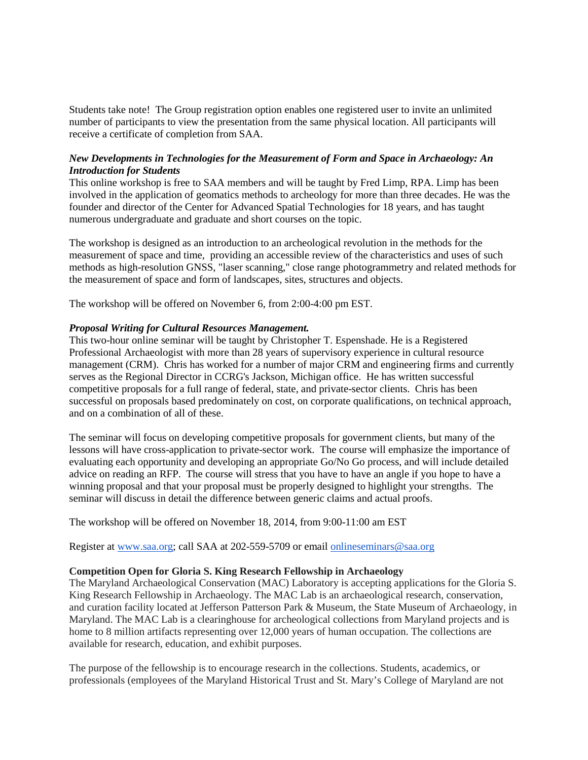Students take note! The Group registration option enables one registered user to invite an unlimited number of participants to view the presentation from the same physical location. All participants will receive a certificate of completion from SAA.

***New Developments in Technologies for the Measurement of Form and Space in Archaeology: An Introduction for Students***

This online workshop is free to SAA members and will be taught by Fred Limp, RPA. Limp has been involved in the application of geomatics methods to archeology for more than three decades. He was the founder and director of the Center for Advanced Spatial Technologies for 18 years, and has taught numerous undergraduate and graduate and short courses on the topic.

The workshop is designed as an introduction to an archeological revolution in the methods for the measurement of space and time, providing an accessible review of the characteristics and uses of such methods as high-resolution GNSS, "laser scanning," close range photogrammetry and related methods for the measurement of space and form of landscapes, sites, structures and objects.

The workshop will be offered on November 6, from 2:00-4:00 pm EST.

***Proposal Writing for Cultural Resources Management.***

This two-hour online seminar will be taught by Christopher T. Espenshade. He is a Registered Professional Archaeologist with more than 28 years of supervisory experience in cultural resource management (CRM). Chris has worked for a number of major CRM and engineering firms and currently serves as the Regional Director in CCRG's Jackson, Michigan office. He has written successful competitive proposals for a full range of federal, state, and private-sector clients. Chris has been successful on proposals based predominately on cost, on corporate qualifications, on technical approach, and on a combination of all of these.

The seminar will focus on developing competitive proposals for government clients, but many of the lessons will have cross-application to private-sector work. The course will emphasize the importance of evaluating each opportunity and developing an appropriate Go/No Go process, and will include detailed advice on reading an RFP. The course will stress that you have to have an angle if you hope to have a winning proposal and that your proposal must be properly designed to highlight your strengths. The seminar will discuss in detail the difference between generic claims and actual proofs.

The workshop will be offered on November 18, 2014, from 9:00-11:00 am EST

Register at www.saa.org; call SAA at 202-559-5709 or email onlineseminars@saa.org

**Competition Open for Gloria S. King Research Fellowship in Archaeology**

The Maryland Archaeological Conservation (MAC) Laboratory is accepting applications for the Gloria S. King Research Fellowship in Archaeology. The MAC Lab is an archaeological research, conservation, and curation facility located at Jefferson Patterson Park & Museum, the State Museum of Archaeology, in Maryland. The MAC Lab is a clearinghouse for archeological collections from Maryland projects and is home to 8 million artifacts representing over 12,000 years of human occupation. The collections are available for research, education, and exhibit purposes.

The purpose of the fellowship is to encourage research in the collections. Students, academics, or professionals (employees of the Maryland Historical Trust and St. Mary's College of Maryland are not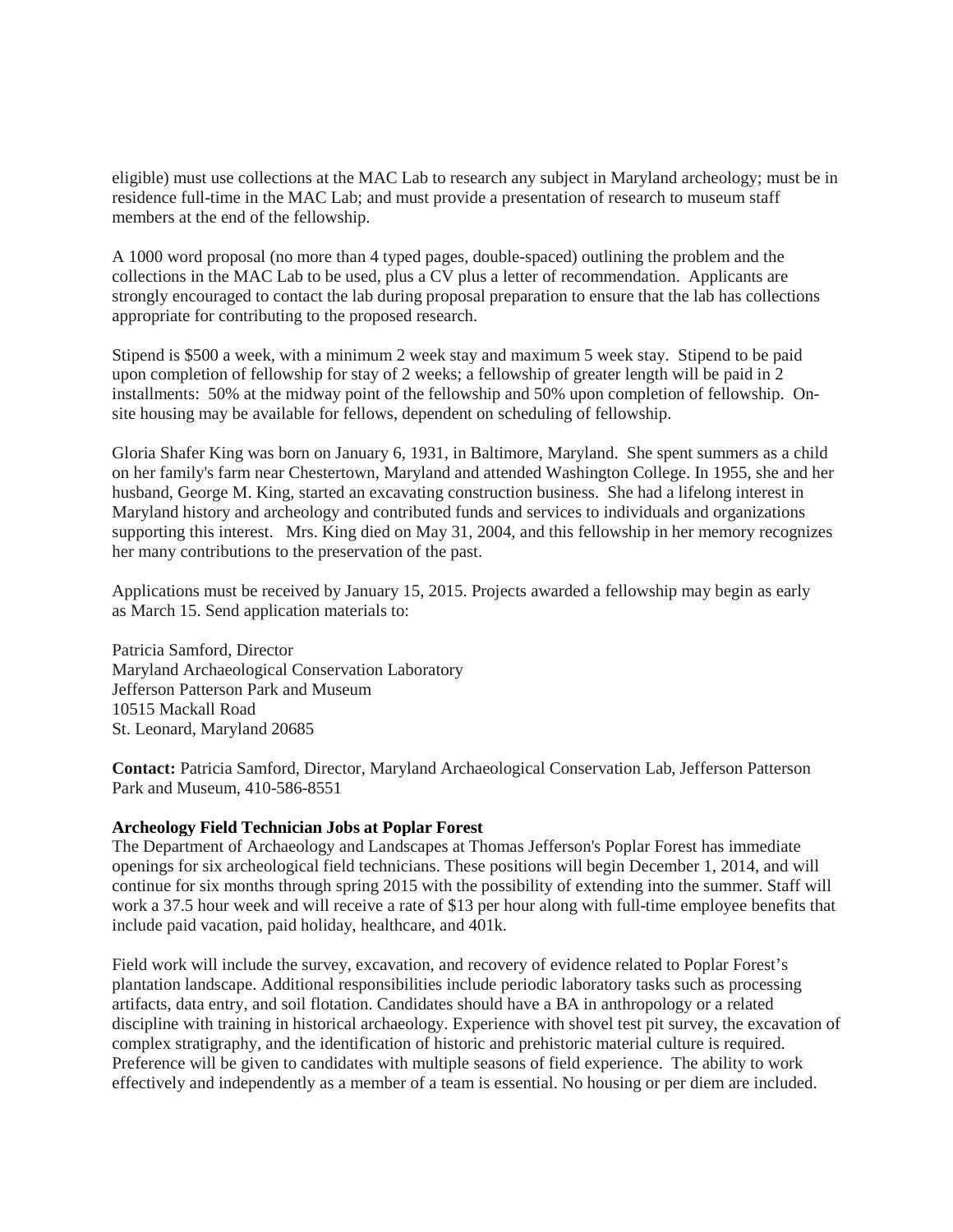eligible) must use collections at the MAC Lab to research any subject in Maryland archeology; must be in residence full-time in the MAC Lab; and must provide a presentation of research to museum staff members at the end of the fellowship.

A 1000 word proposal (no more than 4 typed pages, double-spaced) outlining the problem and the collections in the MAC Lab to be used, plus a CV plus a letter of recommendation. Applicants are strongly encouraged to contact the lab during proposal preparation to ensure that the lab has collections appropriate for contributing to the proposed research.

Stipend is $500 a week, with a minimum 2 week stay and maximum 5 week stay. Stipend to be paid upon completion of fellowship for stay of 2 weeks; a fellowship of greater length will be paid in 2 installments: 50% at the midway point of the fellowship and 50% upon completion of fellowship. On-site housing may be available for fellows, dependent on scheduling of fellowship.

Gloria Shafer King was born on January 6, 1931, in Baltimore, Maryland. She spent summers as a child on her family's farm near Chestertown, Maryland and attended Washington College. In 1955, she and her husband, George M. King, started an excavating construction business. She had a lifelong interest in Maryland history and archeology and contributed funds and services to individuals and organizations supporting this interest. Mrs. King died on May 31, 2004, and this fellowship in her memory recognizes her many contributions to the preservation of the past.

Applications must be received by January 15, 2015. Projects awarded a fellowship may begin as early as March 15. Send application materials to:

Patricia Samford, Director
Maryland Archaeological Conservation Laboratory
Jefferson Patterson Park and Museum
10515 Mackall Road
St. Leonard, Maryland 20685

**Contact:** Patricia Samford, Director, Maryland Archaeological Conservation Lab, Jefferson Patterson Park and Museum, 410-586-8551

**Archeology Field Technician Jobs at Poplar Forest**

The Department of Archaeology and Landscapes at Thomas Jefferson's Poplar Forest has immediate openings for six archeological field technicians. These positions will begin December 1, 2014, and will continue for six months through spring 2015 with the possibility of extending into the summer. Staff will work a 37.5 hour week and will receive a rate of $13 per hour along with full-time employee benefits that include paid vacation, paid holiday, healthcare, and 401k.

Field work will include the survey, excavation, and recovery of evidence related to Poplar Forest's plantation landscape. Additional responsibilities include periodic laboratory tasks such as processing artifacts, data entry, and soil flotation. Candidates should have a BA in anthropology or a related discipline with training in historical archaeology. Experience with shovel test pit survey, the excavation of complex stratigraphy, and the identification of historic and prehistoric material culture is required. Preference will be given to candidates with multiple seasons of field experience. The ability to work effectively and independently as a member of a team is essential. No housing or per diem are included.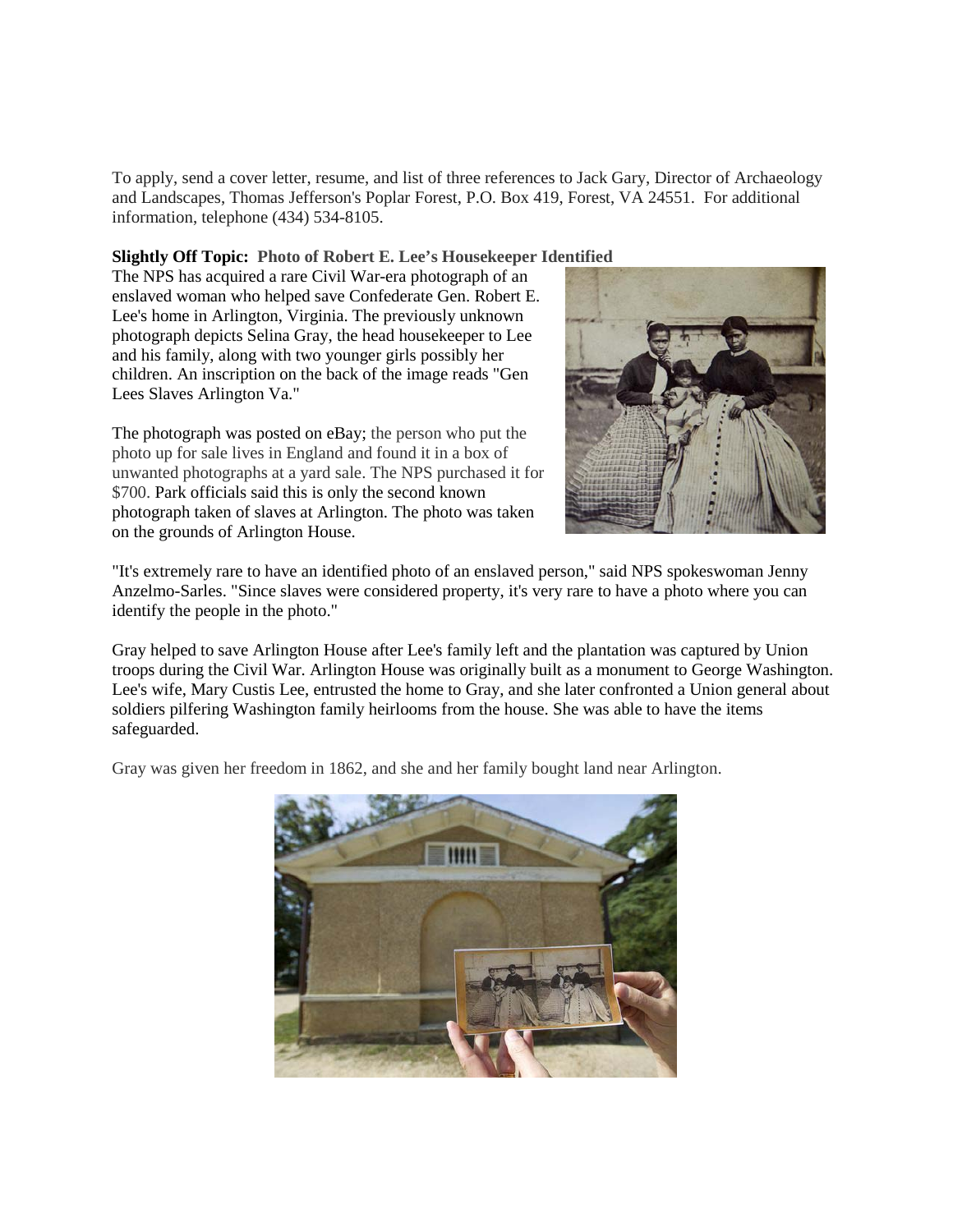To apply, send a cover letter, resume, and list of three references to Jack Gary, Director of Archaeology and Landscapes, Thomas Jefferson's Poplar Forest, P.O. Box 419, Forest, VA 24551. For additional information, telephone (434) 534-8105.

**Slightly Off Topic: Photo of Robert E. Lee's Housekeeper Identified**

The NPS has acquired a rare Civil War-era photograph of an enslaved woman who helped save Confederate Gen. Robert E. Lee's home in Arlington, Virginia. The previously unknown photograph depicts Selina Gray, the head housekeeper to Lee and his family, along with two younger girls possibly her children. An inscription on the back of the image reads "Gen Lees Slaves Arlington Va."

The photograph was posted on eBay; the person who put the photo up for sale lives in England and found it in a box of unwanted photographs at a yard sale. The NPS purchased it for $700. Park officials said this is only the second known photograph taken of slaves at Arlington. The photo was taken on the grounds of Arlington House.

"It's extremely rare to have an identified photo of an enslaved person," said NPS spokeswoman Jenny Anzelmo-Sarles. "Since slaves were considered property, it's very rare to have a photo where you can identify the people in the photo."

Gray helped to save Arlington House after Lee's family left and the plantation was captured by Union troops during the Civil War. Arlington House was originally built as a monument to George Washington. Lee's wife, Mary Custis Lee, entrusted the home to Gray, and she later confronted a Union general about soldiers pilfering Washington family heirlooms from the house. She was able to have the items safeguarded.

Gray was given her freedom in 1862, and she and her family bought land near Arlington.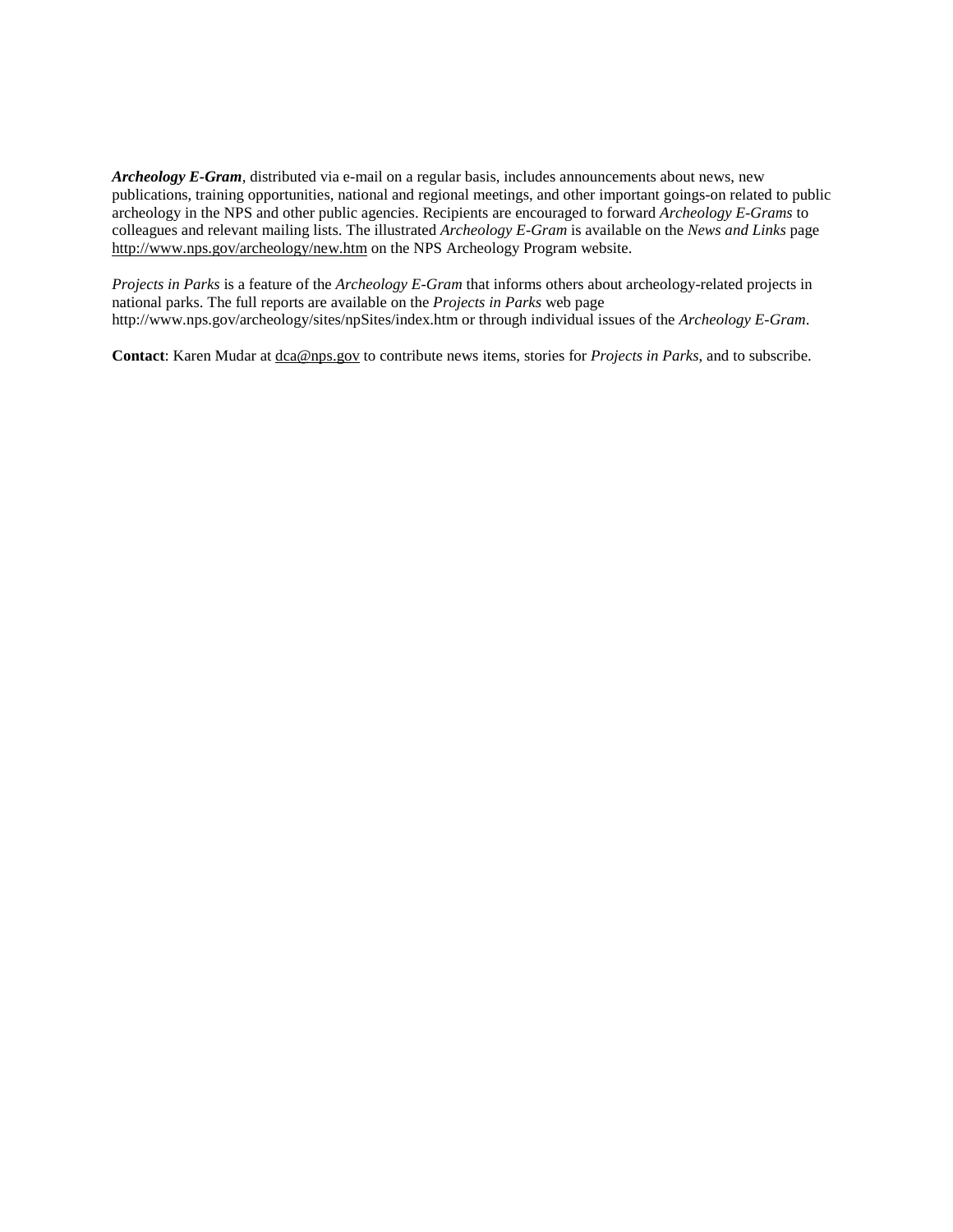***Archeology E-Gram***, distributed via e-mail on a regular basis, includes announcements about news, new publications, training opportunities, national and regional meetings, and other important goings-on related to public archeology in the NPS and other public agencies. Recipients are encouraged to forward *Archeology E-Grams* to colleagues and relevant mailing lists. The illustrated *Archeology E-Gram* is available on the *News and Links* page http://www.nps.gov/archeology/new.htm on the NPS Archeology Program website.

*Projects in Parks* is a feature of the *Archeology E-Gram* that informs others about archeology-related projects in national parks. The full reports are available on the *Projects in Parks* web page http://www.nps.gov/archeology/sites/npSites/index.htm or through individual issues of the *Archeology E-Gram*.

**Contact**: Karen Mudar at dca@nps.gov to contribute news items, stories for *Projects in Parks*, and to subscribe.